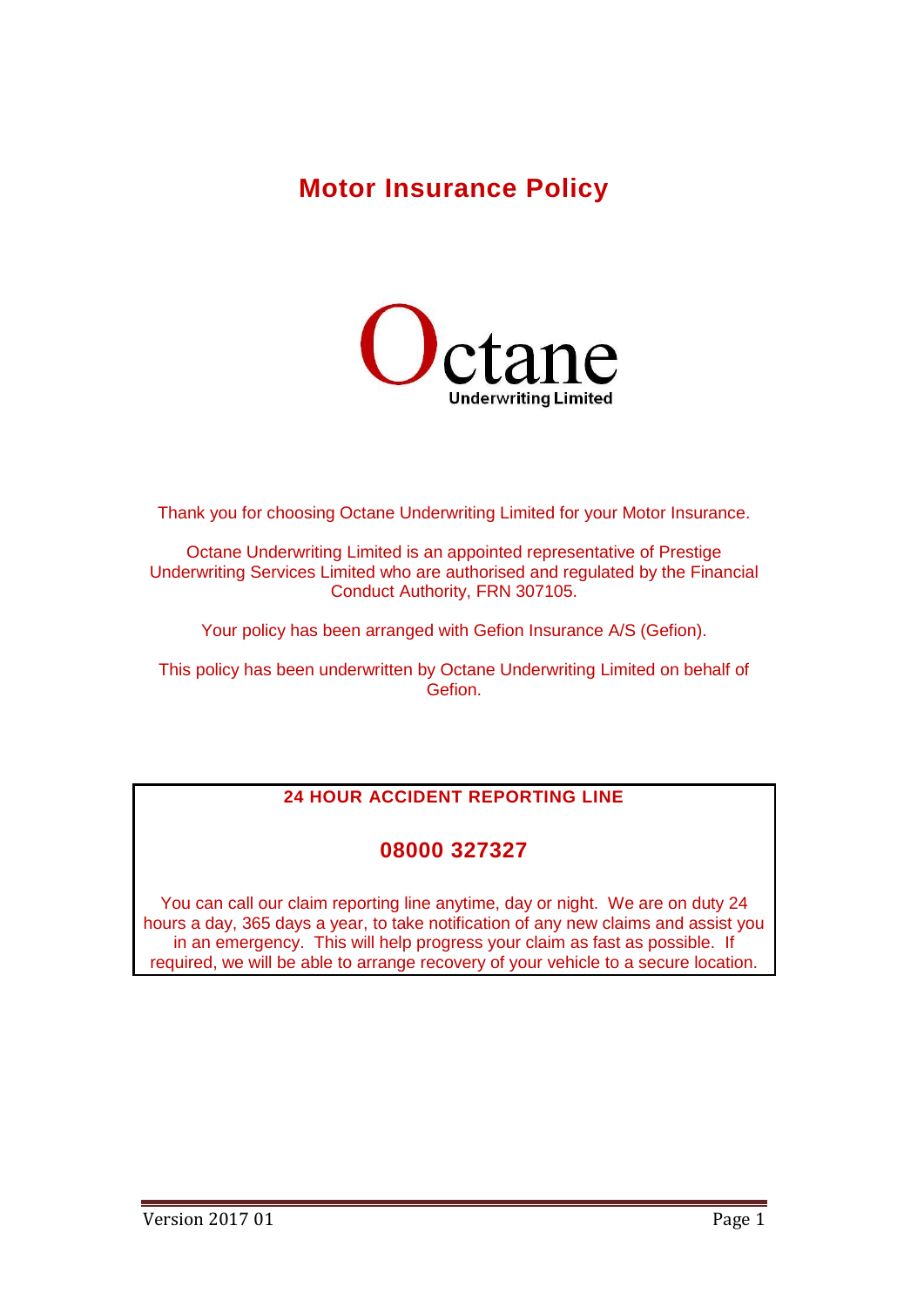# Motor Insurance Policy

Octane
Underwriting Limited

Thank you for choosing Octane Underwriting Limited for your Motor Insurance.

Octane Underwriting Limited is an appointed representative of Prestige Underwriting Services Limited who are authorised and regulated by the Financial Conduct Authority, FRN 307105.

Your policy has been arranged with Gefion Insurance A/S (Gefion).

This policy has been underwritten by Octane Underwriting Limited on behalf of Gefion.

**24 HOUR ACCIDENT REPORTING LINE**

**08000 327327**

You can call our claim reporting line anytime, day or night. We are on duty 24 hours a day, 365 days a year, to take notification of any new claims and assist you in an emergency. This will help progress your claim as fast as possible. If required, we will be able to arrange recovery of your vehicle to a secure location.

Version 2017 01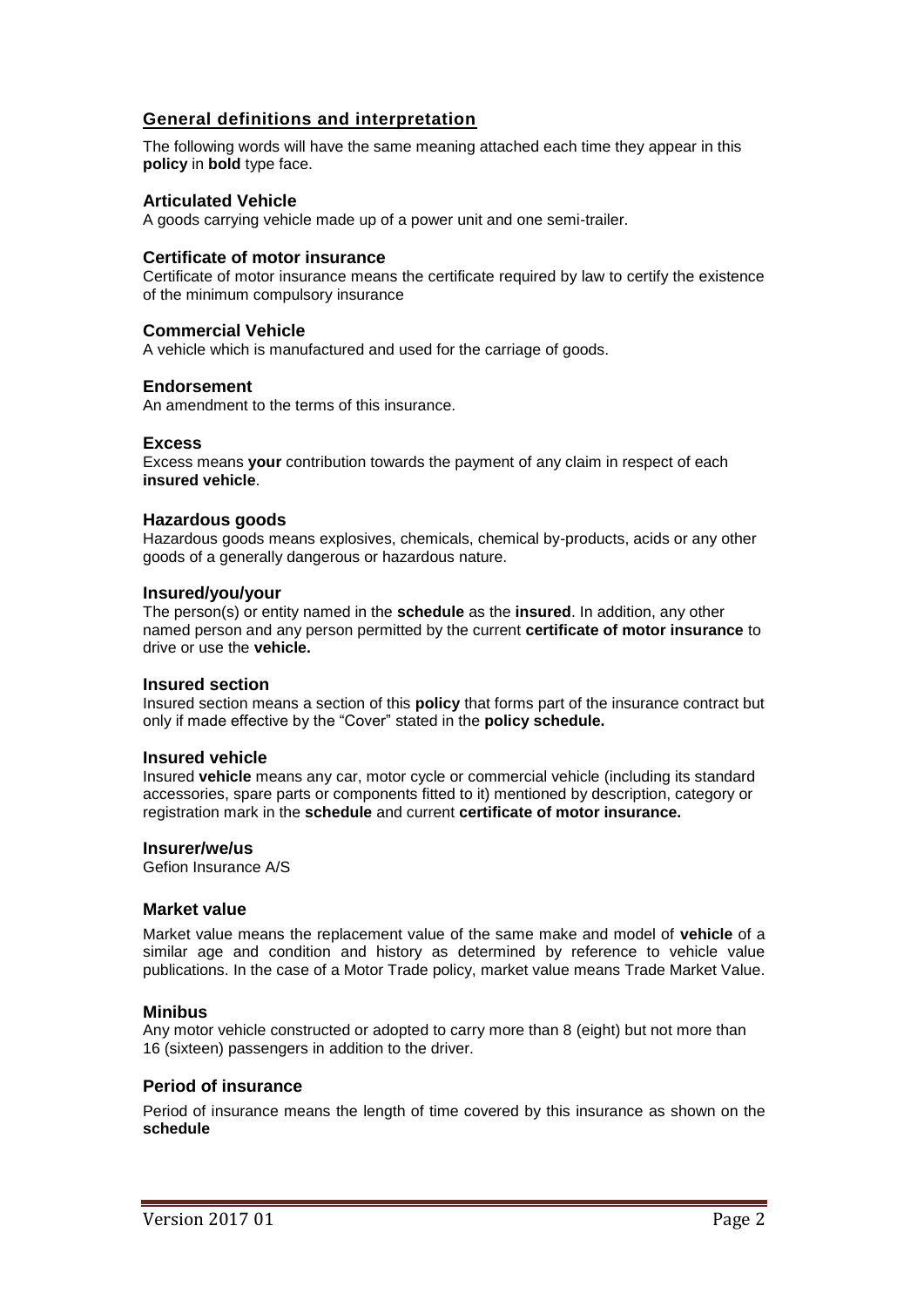## General definitions and interpretation

The following words will have the same meaning attached each time they appear in this **policy** in **bold** type face.

### Articulated Vehicle

A goods carrying vehicle made up of a power unit and one semi-trailer.

### Certificate of motor insurance

Certificate of motor insurance means the certificate required by law to certify the existence of the minimum compulsory insurance

### Commercial Vehicle

A vehicle which is manufactured and used for the carriage of goods.

### Endorsement

An amendment to the terms of this insurance.

### Excess

Excess means **your** contribution towards the payment of any claim in respect of each **insured vehicle**.

### Hazardous goods

Hazardous goods means explosives, chemicals, chemical by-products, acids or any other goods of a generally dangerous or hazardous nature.

### Insured/you/your

The person(s) or entity named in the **schedule** as the **insured**. In addition, any other named person and any person permitted by the current **certificate of motor insurance** to drive or use the **vehicle.**

### Insured section

Insured section means a section of this **policy** that forms part of the insurance contract but only if made effective by the "Cover" stated in the **policy schedule.**

### Insured vehicle

Insured **vehicle** means any car, motor cycle or commercial vehicle (including its standard accessories, spare parts or components fitted to it) mentioned by description, category or registration mark in the **schedule** and current **certificate of motor insurance.**

### Insurer/we/us

Gefion Insurance A/S

### Market value

Market value means the replacement value of the same make and model of **vehicle** of a similar age and condition and history as determined by reference to vehicle value publications. In the case of a Motor Trade policy, market value means Trade Market Value.

### Minibus

Any motor vehicle constructed or adopted to carry more than 8 (eight) but not more than 16 (sixteen) passengers in addition to the driver.

### Period of insurance

Period of insurance means the length of time covered by this insurance as shown on the **schedule**

Version 2017 01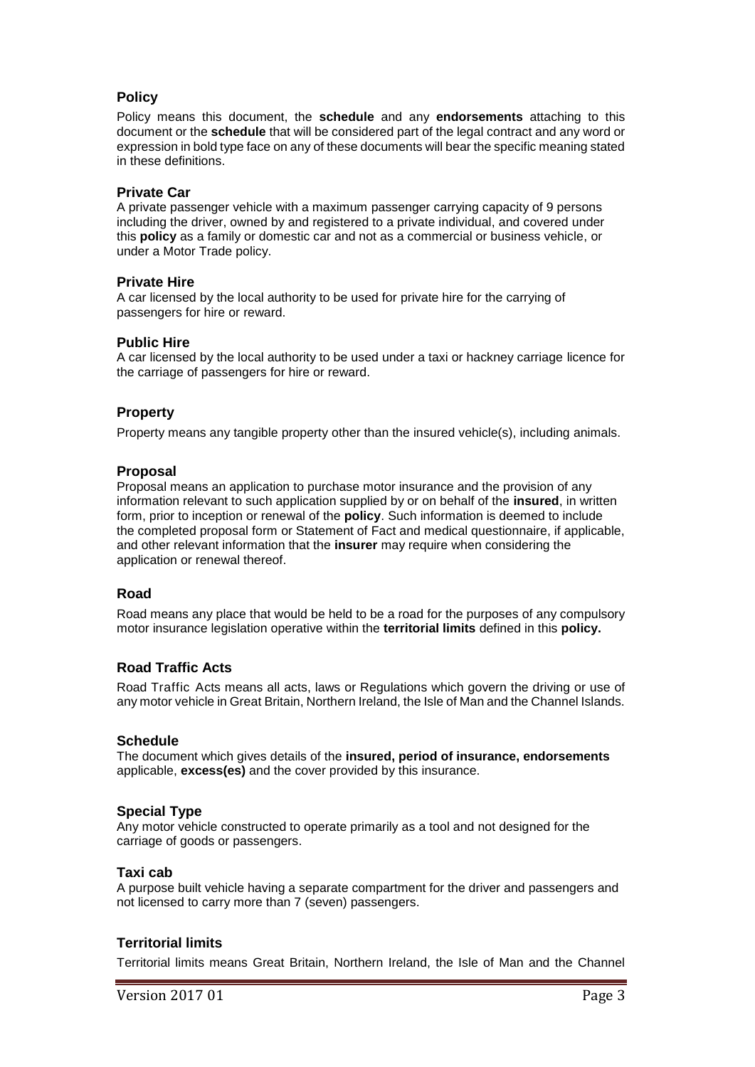### Policy

Policy means this document, the **schedule** and any **endorsements** attaching to this document or the **schedule** that will be considered part of the legal contract and any word or expression in bold type face on any of these documents will bear the specific meaning stated in these definitions.

### Private Car

A private passenger vehicle with a maximum passenger carrying capacity of 9 persons including the driver, owned by and registered to a private individual, and covered under this **policy** as a family or domestic car and not as a commercial or business vehicle, or under a Motor Trade policy.

### Private Hire

A car licensed by the local authority to be used for private hire for the carrying of passengers for hire or reward.

### Public Hire

A car licensed by the local authority to be used under a taxi or hackney carriage licence for the carriage of passengers for hire or reward.

### Property

Property means any tangible property other than the insured vehicle(s), including animals.

### Proposal

Proposal means an application to purchase motor insurance and the provision of any information relevant to such application supplied by or on behalf of the **insured**, in written form, prior to inception or renewal of the **policy**. Such information is deemed to include the completed proposal form or Statement of Fact and medical questionnaire, if applicable, and other relevant information that the **insurer** may require when considering the application or renewal thereof.

### Road

Road means any place that would be held to be a road for the purposes of any compulsory motor insurance legislation operative within the **territorial limits** defined in this **policy.**

### Road Traffic Acts

Road Traffic Acts means all acts, laws or Regulations which govern the driving or use of any motor vehicle in Great Britain, Northern Ireland, the Isle of Man and the Channel Islands.

### Schedule

The document which gives details of the **insured, period of insurance, endorsements** applicable, **excess(es)** and the cover provided by this insurance.

### Special Type

Any motor vehicle constructed to operate primarily as a tool and not designed for the carriage of goods or passengers.

### Taxi cab

A purpose built vehicle having a separate compartment for the driver and passengers and not licensed to carry more than 7 (seven) passengers.

### Territorial limits

Territorial limits means Great Britain, Northern Ireland, the Isle of Man and the Channel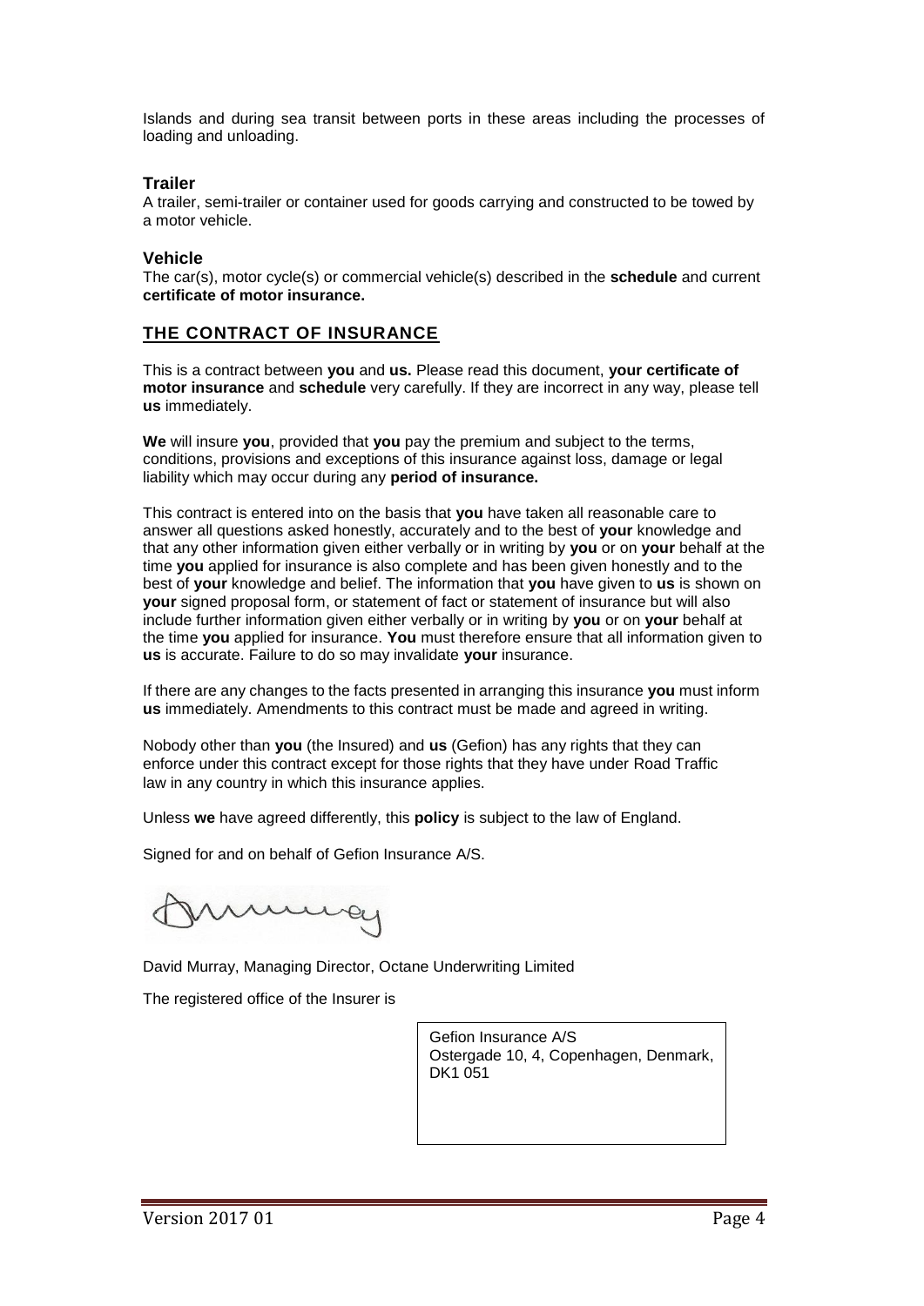Islands and during sea transit between ports in these areas including the processes of loading and unloading.

### Trailer

A trailer, semi-trailer or container used for goods carrying and constructed to be towed by a motor vehicle.

### Vehicle

The car(s), motor cycle(s) or commercial vehicle(s) described in the **schedule** and current **certificate of motor insurance.**

## THE CONTRACT OF INSURANCE

This is a contract between **you** and **us.** Please read this document, **your certificate of motor insurance** and **schedule** very carefully. If they are incorrect in any way, please tell **us** immediately.

**We** will insure **you**, provided that **you** pay the premium and subject to the terms, conditions, provisions and exceptions of this insurance against loss, damage or legal liability which may occur during any **period of insurance.**

This contract is entered into on the basis that **you** have taken all reasonable care to answer all questions asked honestly, accurately and to the best of **your** knowledge and that any other information given either verbally or in writing by **you** or on **your** behalf at the time **you** applied for insurance is also complete and has been given honestly and to the best of **your** knowledge and belief. The information that **you** have given to **us** is shown on **your** signed proposal form, or statement of fact or statement of insurance but will also include further information given either verbally or in writing by **you** or on **your** behalf at the time **you** applied for insurance. **You** must therefore ensure that all information given to **us** is accurate. Failure to do so may invalidate **your** insurance.

If there are any changes to the facts presented in arranging this insurance **you** must inform **us** immediately. Amendments to this contract must be made and agreed in writing.

Nobody other than **you** (the Insured) and **us** (Gefion) has any rights that they can enforce under this contract except for those rights that they have under Road Traffic law in any country in which this insurance applies.

Unless **we** have agreed differently, this **policy** is subject to the law of England.

Signed for and on behalf of Gefion Insurance A/S.

David Murray, Managing Director, Octane Underwriting Limited

The registered office of the Insurer is

Gefion Insurance A/S
Ostergade 10, 4, Copenhagen, Denmark, DK1 051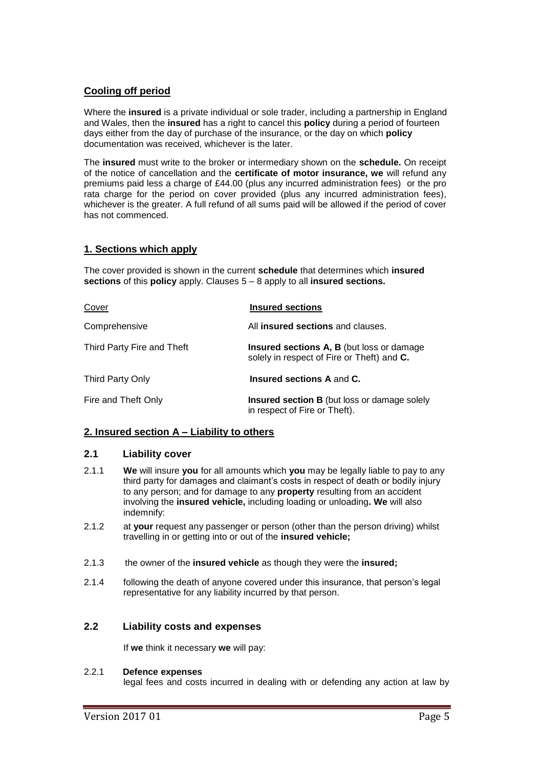## Cooling off period

Where the **insured** is a private individual or sole trader, including a partnership in England and Wales, then the **insured** has a right to cancel this **policy** during a period of fourteen days either from the day of purchase of the insurance, or the day on which **policy** documentation was received, whichever is the later.

The **insured** must write to the broker or intermediary shown on the **schedule.** On receipt of the notice of cancellation and the **certificate of motor insurance, we** will refund any premiums paid less a charge of £44.00 (plus any incurred administration fees) or the pro rata charge for the period on cover provided (plus any incurred administration fees), whichever is the greater. A full refund of all sums paid will be allowed if the period of cover has not commenced.

## 1. Sections which apply

The cover provided is shown in the current **schedule** that determines which **insured sections** of this **policy** apply. Clauses 5 – 8 apply to all **insured sections.**

| Cover | Insured sections |
|---|---|
| Comprehensive | All **insured sections** and clauses. |
| Third Party Fire and Theft | **Insured sections A, B** (but loss or damage solely in respect of Fire or Theft) and **C.** |
| Third Party Only | **Insured sections A** and **C.** |
| Fire and Theft Only | **Insured section B** (but loss or damage solely in respect of Fire or Theft). |

## 2. Insured section A – Liability to others

### 2.1 Liability cover

2.1.1 **We** will insure **you** for all amounts which **you** may be legally liable to pay to any third party for damages and claimant's costs in respect of death or bodily injury to any person; and for damage to any **property** resulting from an accident involving the **insured vehicle,** including loading or unloading**. We** will also indemnify:

2.1.2 at **your** request any passenger or person (other than the person driving) whilst travelling in or getting into or out of the **insured vehicle;**

2.1.3 the owner of the **insured vehicle** as though they were the **insured;**

2.1.4 following the death of anyone covered under this insurance, that person's legal representative for any liability incurred by that person.

### 2.2 Liability costs and expenses

If **we** think it necessary **we** will pay:

2.2.1 **Defence expenses**
legal fees and costs incurred in dealing with or defending any action at law by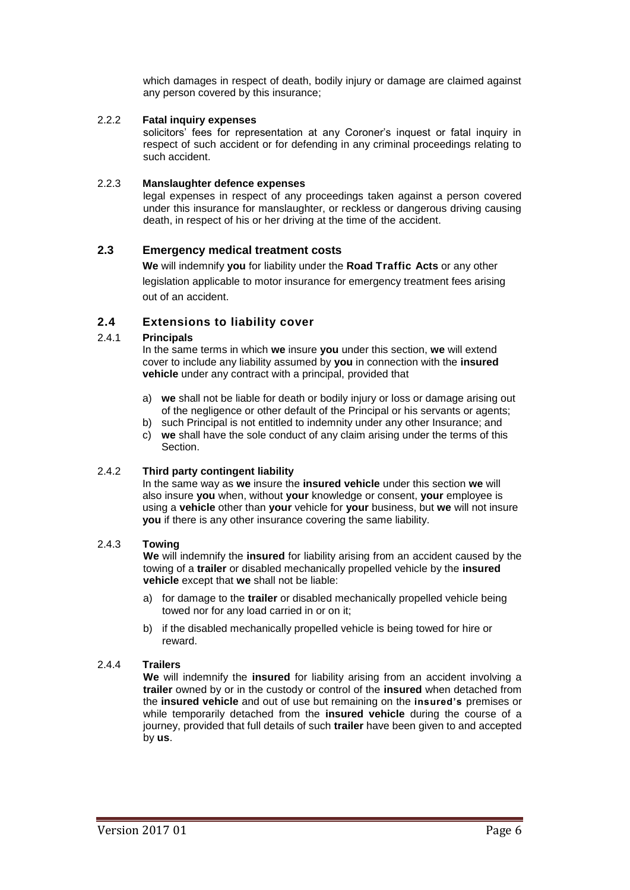which damages in respect of death, bodily injury or damage are claimed against any person covered by this insurance;

2.2.2 **Fatal inquiry expenses**

solicitors' fees for representation at any Coroner's inquest or fatal inquiry in respect of such accident or for defending in any criminal proceedings relating to such accident.

2.2.3 **Manslaughter defence expenses**

legal expenses in respect of any proceedings taken against a person covered under this insurance for manslaughter, or reckless or dangerous driving causing death, in respect of his or her driving at the time of the accident.

## 2.3 Emergency medical treatment costs

**We** will indemnify **you** for liability under the **Road Traffic Acts** or any other legislation applicable to motor insurance for emergency treatment fees arising out of an accident.

## 2.4 Extensions to liability cover

2.4.1 **Principals**

In the same terms in which **we** insure **you** under this section, **we** will extend cover to include any liability assumed by **you** in connection with the **insured vehicle** under any contract with a principal, provided that

a) **we** shall not be liable for death or bodily injury or loss or damage arising out of the negligence or other default of the Principal or his servants or agents;
b) such Principal is not entitled to indemnity under any other Insurance; and
c) **we** shall have the sole conduct of any claim arising under the terms of this Section.

2.4.2 **Third party contingent liability**

In the same way as **we** insure the **insured vehicle** under this section **we** will also insure **you** when, without **your** knowledge or consent, **your** employee is using a **vehicle** other than **your** vehicle for **your** business, but **we** will not insure **you** if there is any other insurance covering the same liability.

2.4.3 **Towing**

**We** will indemnify the **insured** for liability arising from an accident caused by the towing of a **trailer** or disabled mechanically propelled vehicle by the **insured vehicle** except that **we** shall not be liable:

a) for damage to the **trailer** or disabled mechanically propelled vehicle being towed nor for any load carried in or on it;
b) if the disabled mechanically propelled vehicle is being towed for hire or reward.

2.4.4 **Trailers**

**We** will indemnify the **insured** for liability arising from an accident involving a **trailer** owned by or in the custody or control of the **insured** when detached from the **insured vehicle** and out of use but remaining on the **insured's** premises or while temporarily detached from the **insured vehicle** during the course of a journey, provided that full details of such **trailer** have been given to and accepted by **us**.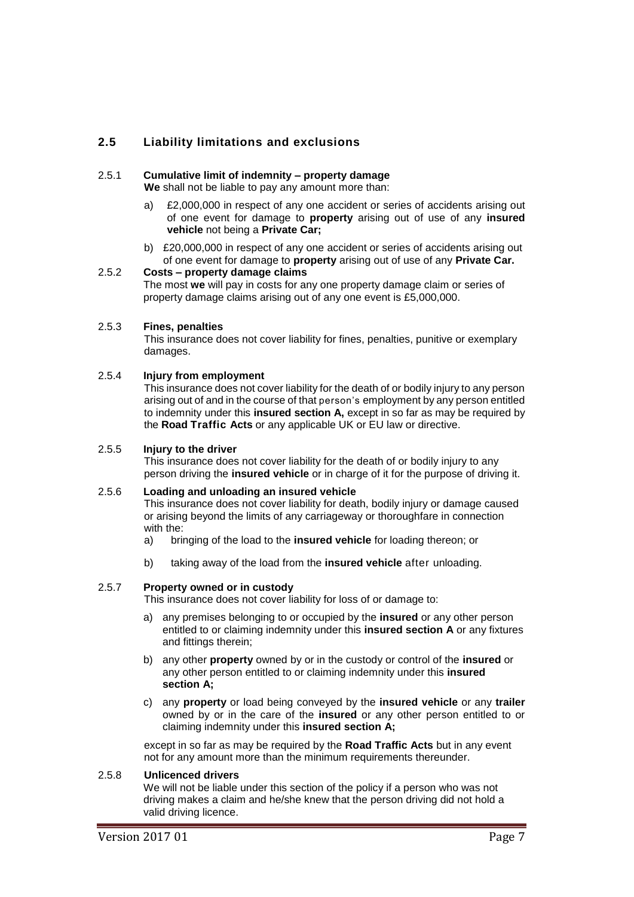## 2.5 Liability limitations and exclusions

### 2.5.1 Cumulative limit of indemnity – property damage

**We** shall not be liable to pay any amount more than:

a) £2,000,000 in respect of any one accident or series of accidents arising out of one event for damage to **property** arising out of use of any **insured vehicle** not being a **Private Car;**

b) £20,000,000 in respect of any one accident or series of accidents arising out of one event for damage to **property** arising out of use of any **Private Car.**

### 2.5.2 Costs – property damage claims

The most **we** will pay in costs for any one property damage claim or series of property damage claims arising out of any one event is £5,000,000.

### 2.5.3 Fines, penalties

This insurance does not cover liability for fines, penalties, punitive or exemplary damages.

### 2.5.4 Injury from employment

This insurance does not cover liability for the death of or bodily injury to any person arising out of and in the course of that person's employment by any person entitled to indemnity under this **insured section A,** except in so far as may be required by the **Road Traffic Acts** or any applicable UK or EU law or directive.

### 2.5.5 Injury to the driver

This insurance does not cover liability for the death of or bodily injury to any person driving the **insured vehicle** or in charge of it for the purpose of driving it.

### 2.5.6 Loading and unloading an insured vehicle

This insurance does not cover liability for death, bodily injury or damage caused or arising beyond the limits of any carriageway or thoroughfare in connection with the:

a) bringing of the load to the **insured vehicle** for loading thereon; or

b) taking away of the load from the **insured vehicle** after unloading.

### 2.5.7 Property owned or in custody

This insurance does not cover liability for loss of or damage to:

a) any premises belonging to or occupied by the **insured** or any other person entitled to or claiming indemnity under this **insured section A** or any fixtures and fittings therein;

b) any other **property** owned by or in the custody or control of the **insured** or any other person entitled to or claiming indemnity under this **insured section A;**

c) any **property** or load being conveyed by the **insured vehicle** or any **trailer** owned by or in the care of the **insured** or any other person entitled to or claiming indemnity under this **insured section A;**

except in so far as may be required by the **Road Traffic Acts** but in any event not for any amount more than the minimum requirements thereunder.

### 2.5.8 Unlicenced drivers

We will not be liable under this section of the policy if a person who was not driving makes a claim and he/she knew that the person driving did not hold a valid driving licence.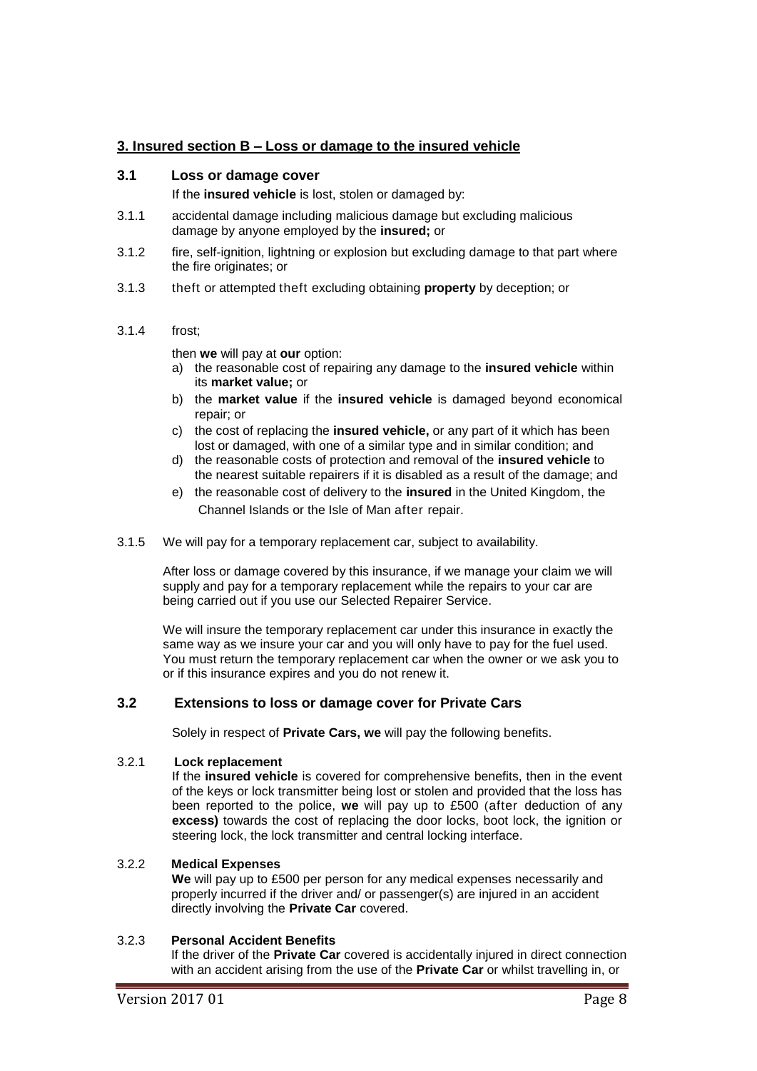## 3. Insured section B – Loss or damage to the insured vehicle

### 3.1 Loss or damage cover

If the **insured vehicle** is lost, stolen or damaged by:

3.1.1 accidental damage including malicious damage but excluding malicious damage by anyone employed by the **insured;** or

3.1.2 fire, self-ignition, lightning or explosion but excluding damage to that part where the fire originates; or

3.1.3 theft or attempted theft excluding obtaining **property** by deception; or

3.1.4 frost;

then **we** will pay at **our** option:

a) the reasonable cost of repairing any damage to the **insured vehicle** within its **market value;** or
b) the **market value** if the **insured vehicle** is damaged beyond economical repair; or
c) the cost of replacing the **insured vehicle,** or any part of it which has been lost or damaged, with one of a similar type and in similar condition; and
d) the reasonable costs of protection and removal of the **insured vehicle** to the nearest suitable repairers if it is disabled as a result of the damage; and
e) the reasonable cost of delivery to the **insured** in the United Kingdom, the Channel Islands or the Isle of Man after repair.

3.1.5 We will pay for a temporary replacement car, subject to availability.

After loss or damage covered by this insurance, if we manage your claim we will supply and pay for a temporary replacement while the repairs to your car are being carried out if you use our Selected Repairer Service.

We will insure the temporary replacement car under this insurance in exactly the same way as we insure your car and you will only have to pay for the fuel used. You must return the temporary replacement car when the owner or we ask you to or if this insurance expires and you do not renew it.

### 3.2 Extensions to loss or damage cover for Private Cars

Solely in respect of **Private Cars, we** will pay the following benefits.

3.2.1 **Lock replacement**

If the **insured vehicle** is covered for comprehensive benefits, then in the event of the keys or lock transmitter being lost or stolen and provided that the loss has been reported to the police, **we** will pay up to £500 (after deduction of any **excess)** towards the cost of replacing the door locks, boot lock, the ignition or steering lock, the lock transmitter and central locking interface.

3.2.2 **Medical Expenses**

**We** will pay up to £500 per person for any medical expenses necessarily and properly incurred if the driver and/ or passenger(s) are injured in an accident directly involving the **Private Car** covered.

3.2.3 **Personal Accident Benefits**

If the driver of the **Private Car** covered is accidentally injured in direct connection with an accident arising from the use of the **Private Car** or whilst travelling in, or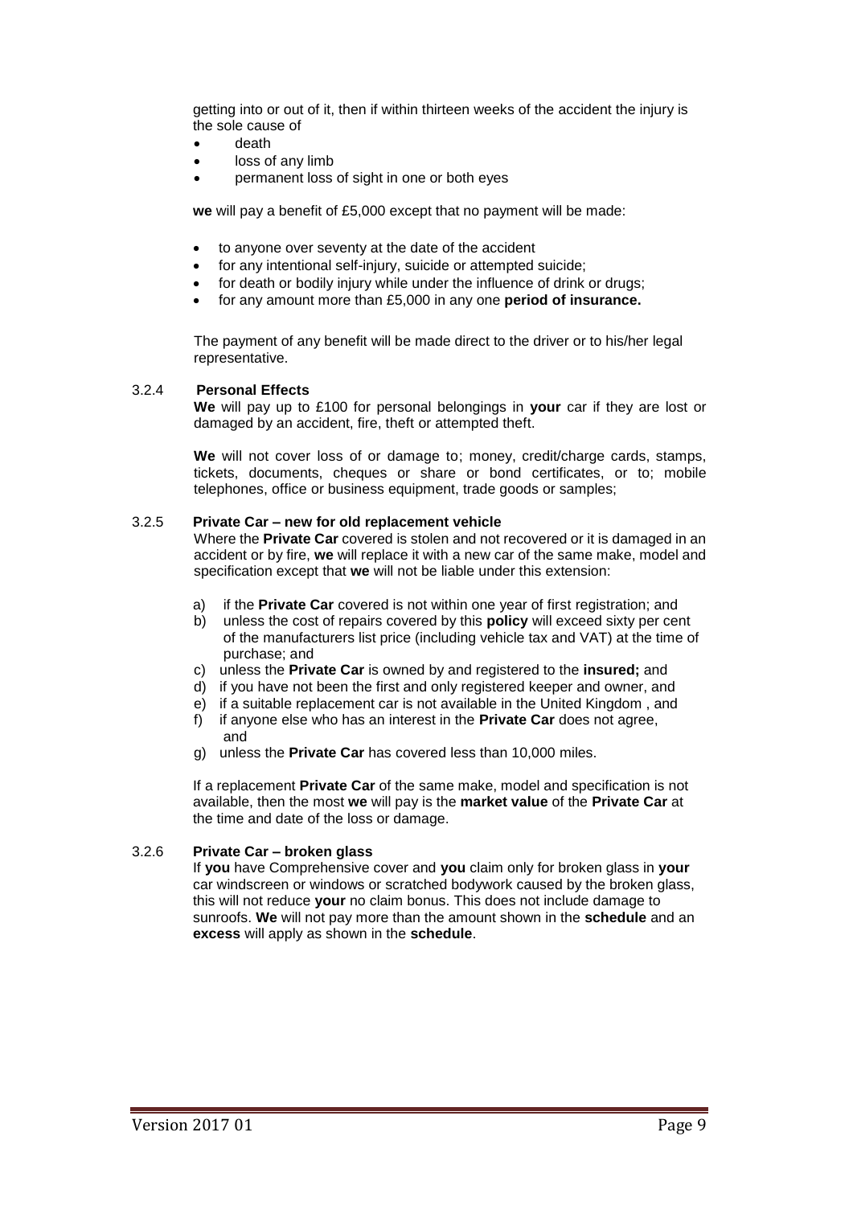getting into or out of it, then if within thirteen weeks of the accident the injury is the sole cause of

- death
- loss of any limb
- permanent loss of sight in one or both eyes

**we** will pay a benefit of £5,000 except that no payment will be made:

- to anyone over seventy at the date of the accident
- for any intentional self-injury, suicide or attempted suicide;
- for death or bodily injury while under the influence of drink or drugs;
- for any amount more than £5,000 in any one **period of insurance.**

The payment of any benefit will be made direct to the driver or to his/her legal representative.

### 3.2.4 Personal Effects

**We** will pay up to £100 for personal belongings in **your** car if they are lost or damaged by an accident, fire, theft or attempted theft.

**We** will not cover loss of or damage to; money, credit/charge cards, stamps, tickets, documents, cheques or share or bond certificates, or to; mobile telephones, office or business equipment, trade goods or samples;

### 3.2.5 Private Car – new for old replacement vehicle

Where the **Private Car** covered is stolen and not recovered or it is damaged in an accident or by fire, **we** will replace it with a new car of the same make, model and specification except that **we** will not be liable under this extension:

a) if the **Private Car** covered is not within one year of first registration; and
b) unless the cost of repairs covered by this **policy** will exceed sixty per cent of the manufacturers list price (including vehicle tax and VAT) at the time of purchase; and
c) unless the **Private Car** is owned by and registered to the **insured;** and
d) if you have not been the first and only registered keeper and owner, and
e) if a suitable replacement car is not available in the United Kingdom , and
f) if anyone else who has an interest in the **Private Car** does not agree, and
g) unless the **Private Car** has covered less than 10,000 miles.

If a replacement **Private Car** of the same make, model and specification is not available, then the most **we** will pay is the **market value** of the **Private Car** at the time and date of the loss or damage.

### 3.2.6 Private Car – broken glass

If **you** have Comprehensive cover and **you** claim only for broken glass in **your** car windscreen or windows or scratched bodywork caused by the broken glass, this will not reduce **your** no claim bonus. This does not include damage to sunroofs. **We** will not pay more than the amount shown in the **schedule** and an **excess** will apply as shown in the **schedule**.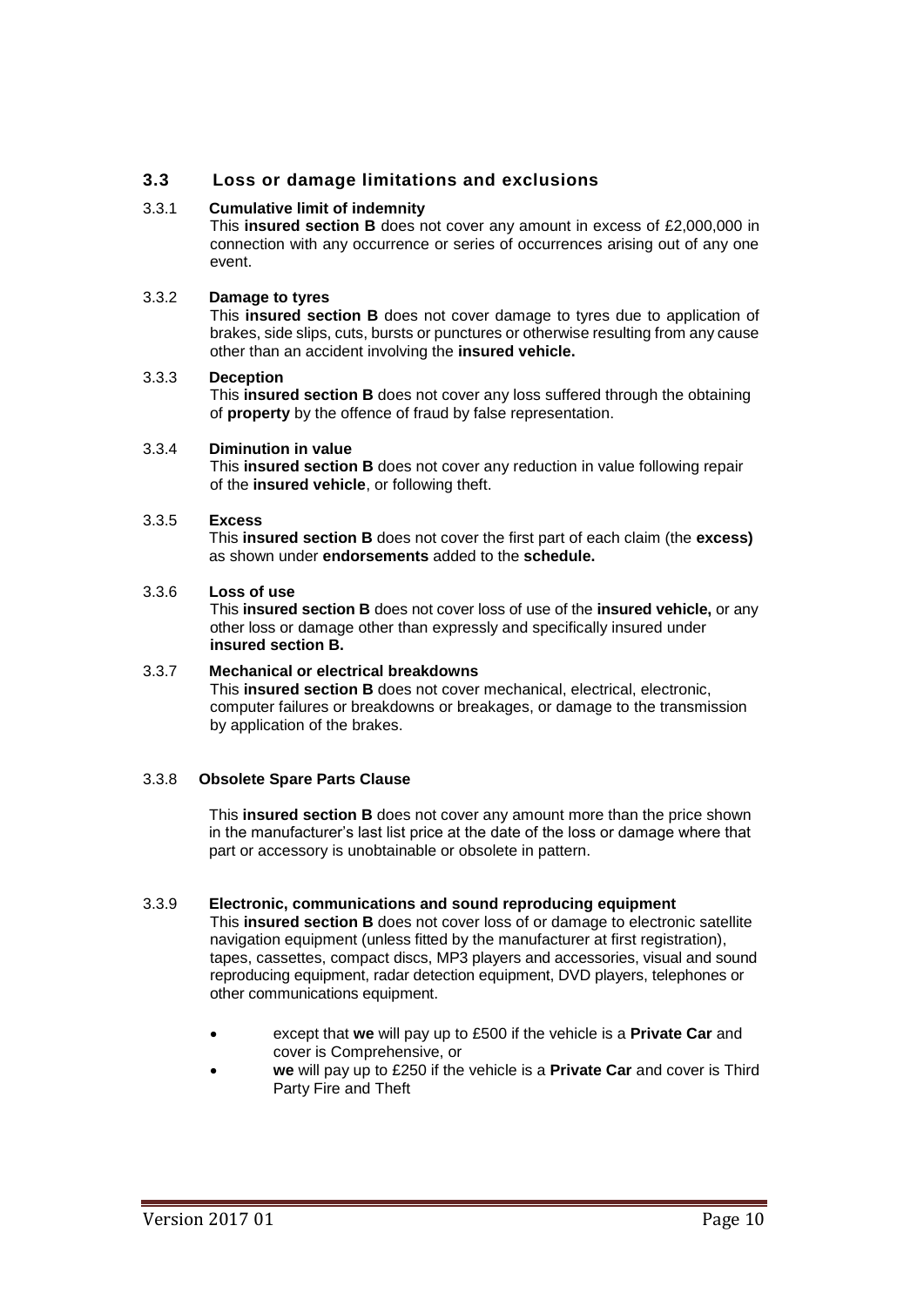## 3.3 Loss or damage limitations and exclusions

3.3.1 **Cumulative limit of indemnity**

This **insured section B** does not cover any amount in excess of £2,000,000 in connection with any occurrence or series of occurrences arising out of any one event.

3.3.2 **Damage to tyres**

This **insured section B** does not cover damage to tyres due to application of brakes, side slips, cuts, bursts or punctures or otherwise resulting from any cause other than an accident involving the **insured vehicle.**

3.3.3 **Deception**

This **insured section B** does not cover any loss suffered through the obtaining of **property** by the offence of fraud by false representation.

3.3.4 **Diminution in value**

This **insured section B** does not cover any reduction in value following repair of the **insured vehicle**, or following theft.

3.3.5 **Excess**

This **insured section B** does not cover the first part of each claim (the **excess)** as shown under **endorsements** added to the **schedule.**

3.3.6 **Loss of use**

This **insured section B** does not cover loss of use of the **insured vehicle,** or any other loss or damage other than expressly and specifically insured under **insured section B.**

3.3.7 **Mechanical or electrical breakdowns**

This **insured section B** does not cover mechanical, electrical, electronic, computer failures or breakdowns or breakages, or damage to the transmission by application of the brakes.

3.3.8 **Obsolete Spare Parts Clause**

This **insured section B** does not cover any amount more than the price shown in the manufacturer's last list price at the date of the loss or damage where that part or accessory is unobtainable or obsolete in pattern.

3.3.9 **Electronic, communications and sound reproducing equipment**

This **insured section B** does not cover loss of or damage to electronic satellite navigation equipment (unless fitted by the manufacturer at first registration), tapes, cassettes, compact discs, MP3 players and accessories, visual and sound reproducing equipment, radar detection equipment, DVD players, telephones or other communications equipment.

- except that **we** will pay up to £500 if the vehicle is a **Private Car** and cover is Comprehensive, or
- **we** will pay up to £250 if the vehicle is a **Private Car** and cover is Third Party Fire and Theft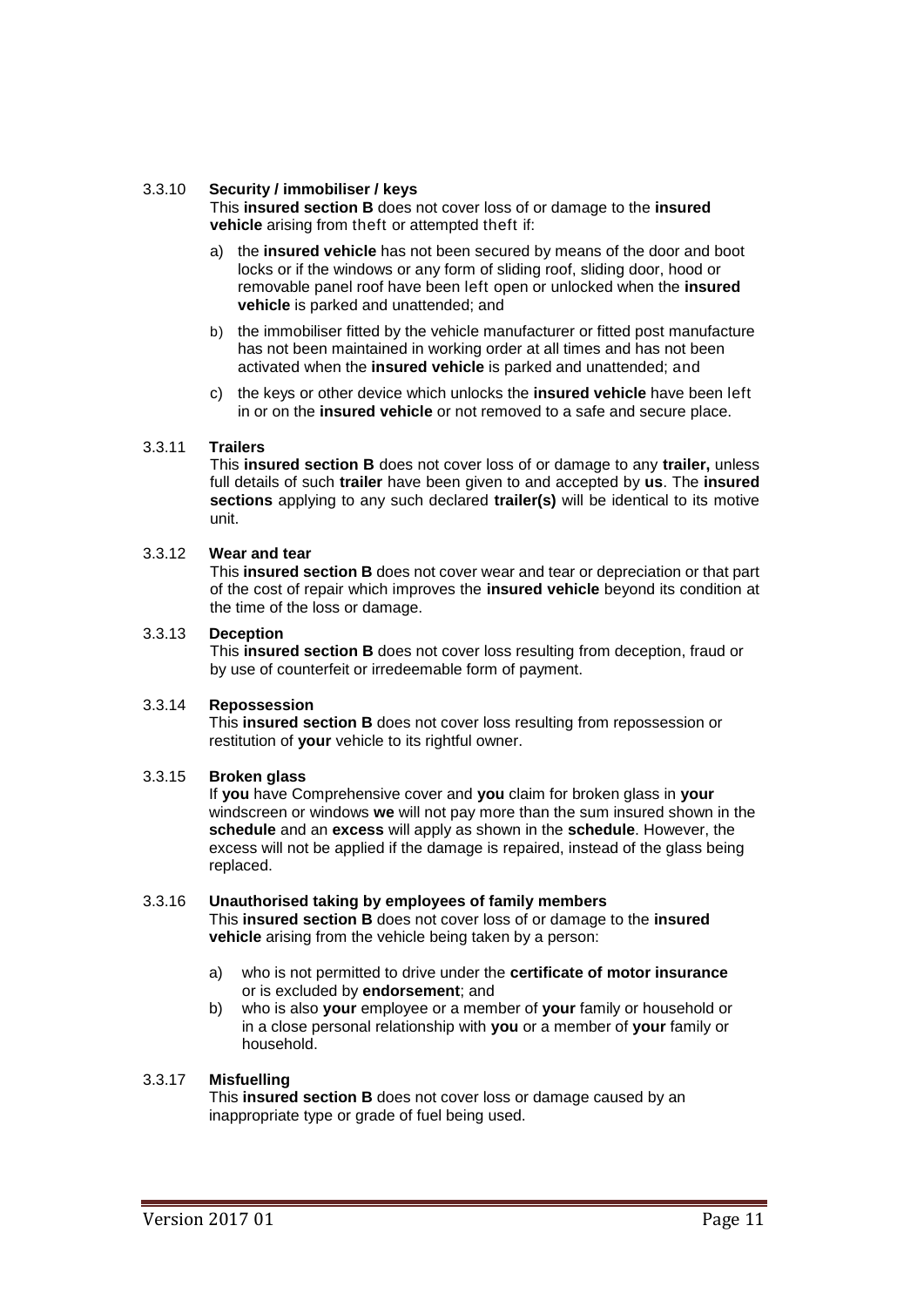### 3.3.10 Security / immobiliser / keys

This **insured section B** does not cover loss of or damage to the **insured vehicle** arising from theft or attempted theft if:

a) the **insured vehicle** has not been secured by means of the door and boot locks or if the windows or any form of sliding roof, sliding door, hood or removable panel roof have been left open or unlocked when the **insured vehicle** is parked and unattended; and

b) the immobiliser fitted by the vehicle manufacturer or fitted post manufacture has not been maintained in working order at all times and has not been activated when the **insured vehicle** is parked and unattended; and

c) the keys or other device which unlocks the **insured vehicle** have been left in or on the **insured vehicle** or not removed to a safe and secure place.

### 3.3.11 Trailers

This **insured section B** does not cover loss of or damage to any **trailer,** unless full details of such **trailer** have been given to and accepted by **us**. The **insured sections** applying to any such declared **trailer(s)** will be identical to its motive unit.

### 3.3.12 Wear and tear

This **insured section B** does not cover wear and tear or depreciation or that part of the cost of repair which improves the **insured vehicle** beyond its condition at the time of the loss or damage.

### 3.3.13 Deception

This **insured section B** does not cover loss resulting from deception, fraud or by use of counterfeit or irredeemable form of payment.

### 3.3.14 Repossession

This **insured section B** does not cover loss resulting from repossession or restitution of **your** vehicle to its rightful owner.

### 3.3.15 Broken glass

If **you** have Comprehensive cover and **you** claim for broken glass in **your** windscreen or windows **we** will not pay more than the sum insured shown in the **schedule** and an **excess** will apply as shown in the **schedule**. However, the excess will not be applied if the damage is repaired, instead of the glass being replaced.

### 3.3.16 Unauthorised taking by employees of family members

This **insured section B** does not cover loss of or damage to the **insured vehicle** arising from the vehicle being taken by a person:

a) who is not permitted to drive under the **certificate of motor insurance** or is excluded by **endorsement**; and
b) who is also **your** employee or a member of **your** family or household or in a close personal relationship with **you** or a member of **your** family or household.

### 3.3.17 Misfuelling

This **insured section B** does not cover loss or damage caused by an inappropriate type or grade of fuel being used.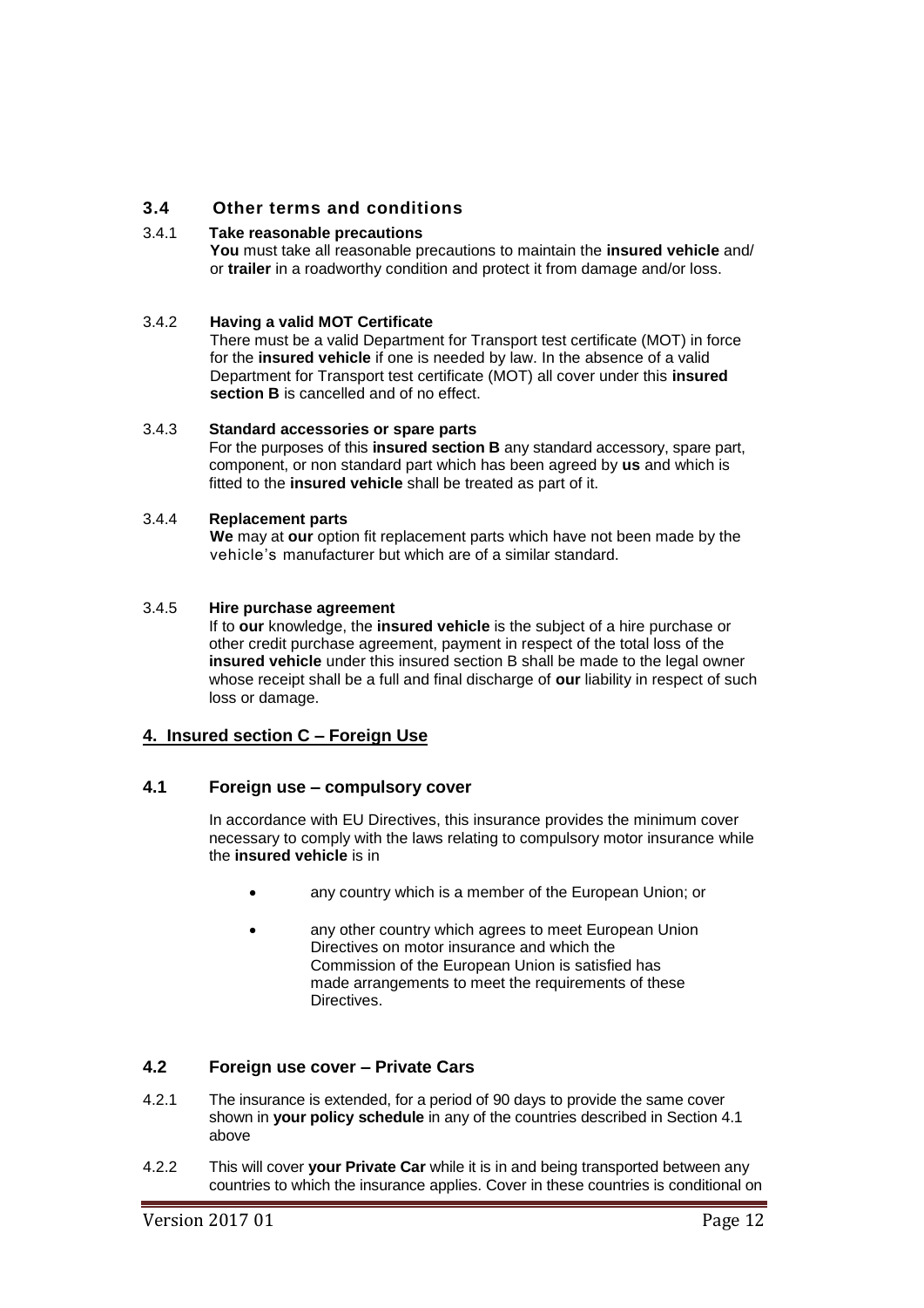### 3.4 Other terms and conditions

3.4.1 **Take reasonable precautions**

**You** must take all reasonable precautions to maintain the **insured vehicle** and/ or **trailer** in a roadworthy condition and protect it from damage and/or loss.

3.4.2 **Having a valid MOT Certificate**

There must be a valid Department for Transport test certificate (MOT) in force for the **insured vehicle** if one is needed by law. In the absence of a valid Department for Transport test certificate (MOT) all cover under this **insured section B** is cancelled and of no effect.

3.4.3 **Standard accessories or spare parts**

For the purposes of this **insured section B** any standard accessory, spare part, component, or non standard part which has been agreed by **us** and which is fitted to the **insured vehicle** shall be treated as part of it.

3.4.4 **Replacement parts**

**We** may at **our** option fit replacement parts which have not been made by the vehicle's manufacturer but which are of a similar standard.

3.4.5 **Hire purchase agreement**

If to **our** knowledge, the **insured vehicle** is the subject of a hire purchase or other credit purchase agreement, payment in respect of the total loss of the **insured vehicle** under this insured section B shall be made to the legal owner whose receipt shall be a full and final discharge of **our** liability in respect of such loss or damage.

## 4. Insured section C – Foreign Use

### 4.1 Foreign use – compulsory cover

In accordance with EU Directives, this insurance provides the minimum cover necessary to comply with the laws relating to compulsory motor insurance while the **insured vehicle** is in

- any country which is a member of the European Union; or
- any other country which agrees to meet European Union Directives on motor insurance and which the Commission of the European Union is satisfied has made arrangements to meet the requirements of these Directives.

### 4.2 Foreign use cover – Private Cars

4.2.1 The insurance is extended, for a period of 90 days to provide the same cover shown in **your policy schedule** in any of the countries described in Section 4.1 above

4.2.2 This will cover **your Private Car** while it is in and being transported between any countries to which the insurance applies. Cover in these countries is conditional on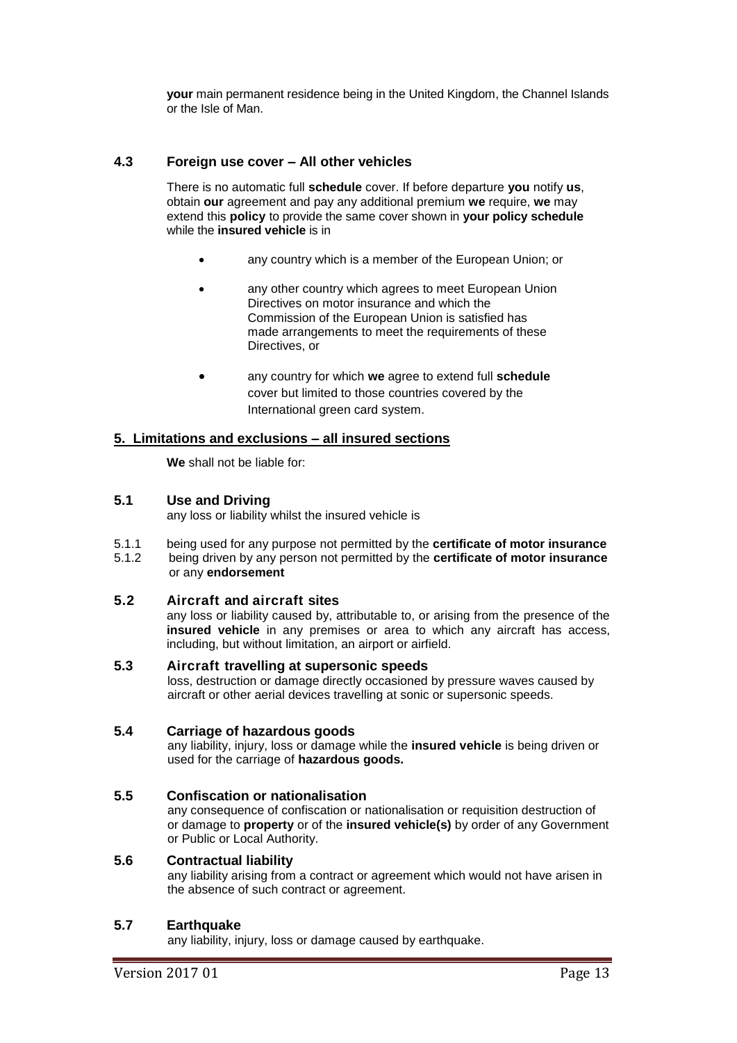**your** main permanent residence being in the United Kingdom, the Channel Islands or the Isle of Man.

### 4.3 Foreign use cover – All other vehicles

There is no automatic full **schedule** cover. If before departure **you** notify **us**, obtain **our** agreement and pay any additional premium **we** require, **we** may extend this **policy** to provide the same cover shown in **your policy schedule** while the **insured vehicle** is in

- any country which is a member of the European Union; or
- any other country which agrees to meet European Union Directives on motor insurance and which the Commission of the European Union is satisfied has made arrangements to meet the requirements of these Directives, or
- any country for which **we** agree to extend full **schedule** cover but limited to those countries covered by the International green card system.

## 5. Limitations and exclusions – all insured sections

**We** shall not be liable for:

### 5.1 Use and Driving

any loss or liability whilst the insured vehicle is

5.1.1 being used for any purpose not permitted by the **certificate of motor insurance**

5.1.2 being driven by any person not permitted by the **certificate of motor insurance** or any **endorsement**

### 5.2 Aircraft and aircraft sites

any loss or liability caused by, attributable to, or arising from the presence of the **insured vehicle** in any premises or area to which any aircraft has access, including, but without limitation, an airport or airfield.

### 5.3 Aircraft travelling at supersonic speeds

loss, destruction or damage directly occasioned by pressure waves caused by aircraft or other aerial devices travelling at sonic or supersonic speeds.

### 5.4 Carriage of hazardous goods

any liability, injury, loss or damage while the **insured vehicle** is being driven or used for the carriage of **hazardous goods.**

### 5.5 Confiscation or nationalisation

any consequence of confiscation or nationalisation or requisition destruction of or damage to **property** or of the **insured vehicle(s)** by order of any Government or Public or Local Authority.

### 5.6 Contractual liability

any liability arising from a contract or agreement which would not have arisen in the absence of such contract or agreement.

### 5.7 Earthquake

any liability, injury, loss or damage caused by earthquake.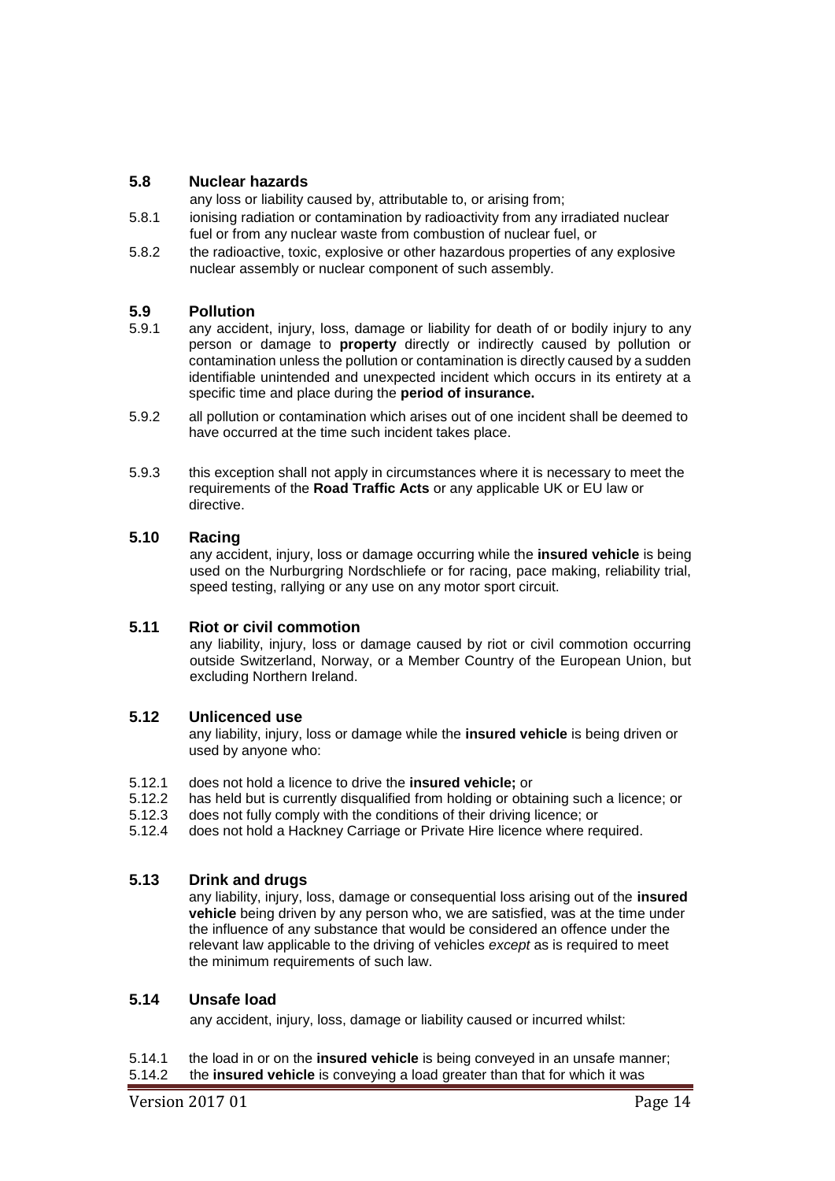### 5.8 Nuclear hazards

any loss or liability caused by, attributable to, or arising from;

5.8.1 ionising radiation or contamination by radioactivity from any irradiated nuclear fuel or from any nuclear waste from combustion of nuclear fuel, or

5.8.2 the radioactive, toxic, explosive or other hazardous properties of any explosive nuclear assembly or nuclear component of such assembly.

### 5.9 Pollution

5.9.1 any accident, injury, loss, damage or liability for death of or bodily injury to any person or damage to **property** directly or indirectly caused by pollution or contamination unless the pollution or contamination is directly caused by a sudden identifiable unintended and unexpected incident which occurs in its entirety at a specific time and place during the **period of insurance.**

5.9.2 all pollution or contamination which arises out of one incident shall be deemed to have occurred at the time such incident takes place.

5.9.3 this exception shall not apply in circumstances where it is necessary to meet the requirements of the **Road Traffic Acts** or any applicable UK or EU law or directive.

### 5.10 Racing

any accident, injury, loss or damage occurring while the **insured vehicle** is being used on the Nurburgring Nordschliefe or for racing, pace making, reliability trial, speed testing, rallying or any use on any motor sport circuit.

### 5.11 Riot or civil commotion

any liability, injury, loss or damage caused by riot or civil commotion occurring outside Switzerland, Norway, or a Member Country of the European Union, but excluding Northern Ireland.

### 5.12 Unlicenced use

any liability, injury, loss or damage while the **insured vehicle** is being driven or used by anyone who:

5.12.1 does not hold a licence to drive the **insured vehicle;** or

5.12.2 has held but is currently disqualified from holding or obtaining such a licence; or

5.12.3 does not fully comply with the conditions of their driving licence; or

5.12.4 does not hold a Hackney Carriage or Private Hire licence where required.

### 5.13 Drink and drugs

any liability, injury, loss, damage or consequential loss arising out of the **insured vehicle** being driven by any person who, we are satisfied, was at the time under the influence of any substance that would be considered an offence under the relevant law applicable to the driving of vehicles *except* as is required to meet the minimum requirements of such law.

### 5.14 Unsafe load

any accident, injury, loss, damage or liability caused or incurred whilst:

5.14.1 the load in or on the **insured vehicle** is being conveyed in an unsafe manner;

5.14.2 the **insured vehicle** is conveying a load greater than that for which it was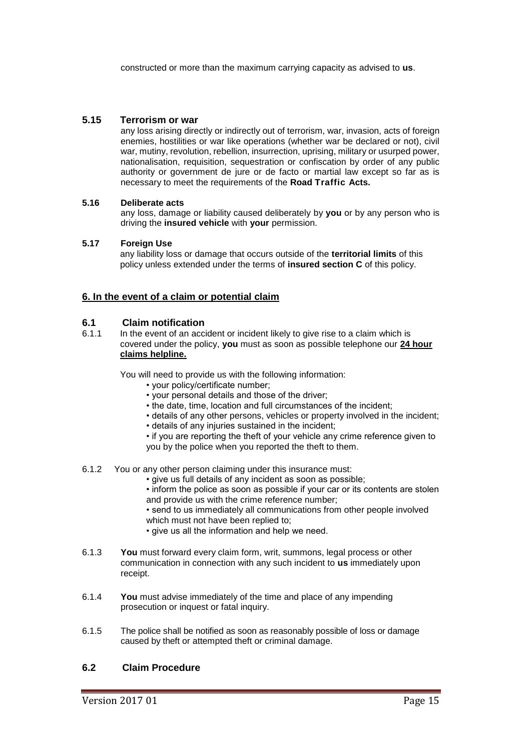constructed or more than the maximum carrying capacity as advised to **us**.

### 5.15 Terrorism or war

any loss arising directly or indirectly out of terrorism, war, invasion, acts of foreign enemies, hostilities or war like operations (whether war be declared or not), civil war, mutiny, revolution, rebellion, insurrection, uprising, military or usurped power, nationalisation, requisition, sequestration or confiscation by order of any public authority or government de jure or de facto or martial law except so far as is necessary to meet the requirements of the **Road Traffic Acts.**

**5.16 Deliberate acts**

any loss, damage or liability caused deliberately by **you** or by any person who is driving the **insured vehicle** with **your** permission.

**5.17 Foreign Use**

any liability loss or damage that occurs outside of the **territorial limits** of this policy unless extended under the terms of **insured section C** of this policy.

## 6. In the event of a claim or potential claim

### 6.1 Claim notification

6.1.1 In the event of an accident or incident likely to give rise to a claim which is covered under the policy, **you** must as soon as possible telephone our **24 hour claims helpline.**

You will need to provide us with the following information:

- your policy/certificate number;
- your personal details and those of the driver;
- the date, time, location and full circumstances of the incident;
- details of any other persons, vehicles or property involved in the incident;
- details of any injuries sustained in the incident;
- if you are reporting the theft of your vehicle any crime reference given to you by the police when you reported the theft to them.

6.1.2 You or any other person claiming under this insurance must:

- give us full details of any incident as soon as possible;
- inform the police as soon as possible if your car or its contents are stolen and provide us with the crime reference number;
- send to us immediately all communications from other people involved which must not have been replied to;
- give us all the information and help we need.

6.1.3 **You** must forward every claim form, writ, summons, legal process or other communication in connection with any such incident to **us** immediately upon receipt.

6.1.4 **You** must advise immediately of the time and place of any impending prosecution or inquest or fatal inquiry.

6.1.5 The police shall be notified as soon as reasonably possible of loss or damage caused by theft or attempted theft or criminal damage.

### 6.2 Claim Procedure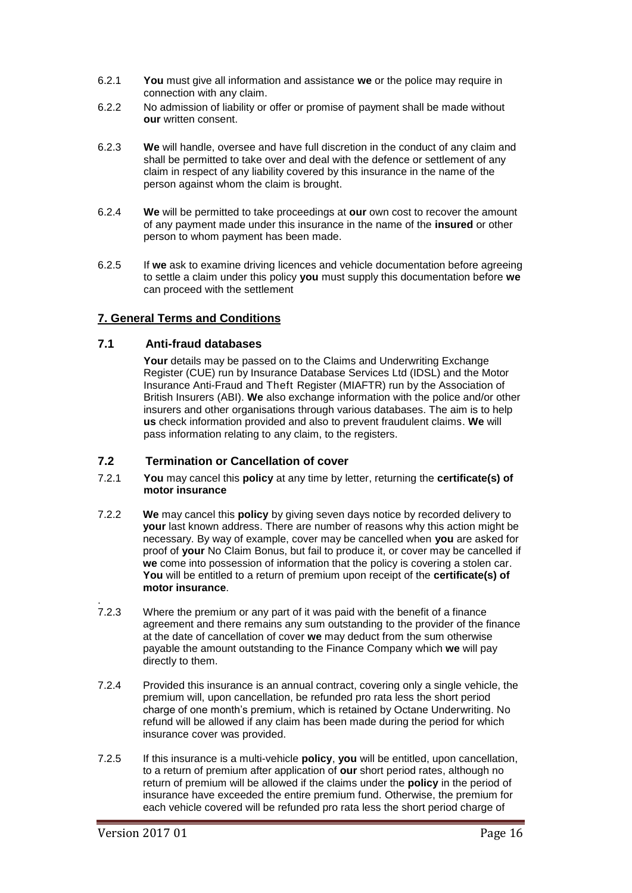6.2.1 **You** must give all information and assistance **we** or the police may require in connection with any claim.

6.2.2 No admission of liability or offer or promise of payment shall be made without **our** written consent.

6.2.3 **We** will handle, oversee and have full discretion in the conduct of any claim and shall be permitted to take over and deal with the defence or settlement of any claim in respect of any liability covered by this insurance in the name of the person against whom the claim is brought.

6.2.4 **We** will be permitted to take proceedings at **our** own cost to recover the amount of any payment made under this insurance in the name of the **insured** or other person to whom payment has been made.

6.2.5 If **we** ask to examine driving licences and vehicle documentation before agreeing to settle a claim under this policy **you** must supply this documentation before **we** can proceed with the settlement

## 7. General Terms and Conditions

### 7.1 Anti-fraud databases

**Your** details may be passed on to the Claims and Underwriting Exchange Register (CUE) run by Insurance Database Services Ltd (IDSL) and the Motor Insurance Anti-Fraud and Theft Register (MIAFTR) run by the Association of British Insurers (ABI). **We** also exchange information with the police and/or other insurers and other organisations through various databases. The aim is to help **us** check information provided and also to prevent fraudulent claims. **We** will pass information relating to any claim, to the registers.

### 7.2 Termination or Cancellation of cover

7.2.1 **You** may cancel this **policy** at any time by letter, returning the **certificate(s) of motor insurance**

7.2.2 **We** may cancel this **policy** by giving seven days notice by recorded delivery to **your** last known address. There are number of reasons why this action might be necessary. By way of example, cover may be cancelled when **you** are asked for proof of **your** No Claim Bonus, but fail to produce it, or cover may be cancelled if **we** come into possession of information that the policy is covering a stolen car. **You** will be entitled to a return of premium upon receipt of the **certificate(s) of motor insurance**.

7.2.3 Where the premium or any part of it was paid with the benefit of a finance agreement and there remains any sum outstanding to the provider of the finance at the date of cancellation of cover **we** may deduct from the sum otherwise payable the amount outstanding to the Finance Company which **we** will pay directly to them.

7.2.4 Provided this insurance is an annual contract, covering only a single vehicle, the premium will, upon cancellation, be refunded pro rata less the short period charge of one month's premium, which is retained by Octane Underwriting. No refund will be allowed if any claim has been made during the period for which insurance cover was provided.

7.2.5 If this insurance is a multi-vehicle **policy**, **you** will be entitled, upon cancellation, to a return of premium after application of **our** short period rates, although no return of premium will be allowed if the claims under the **policy** in the period of insurance have exceeded the entire premium fund. Otherwise, the premium for each vehicle covered will be refunded pro rata less the short period charge of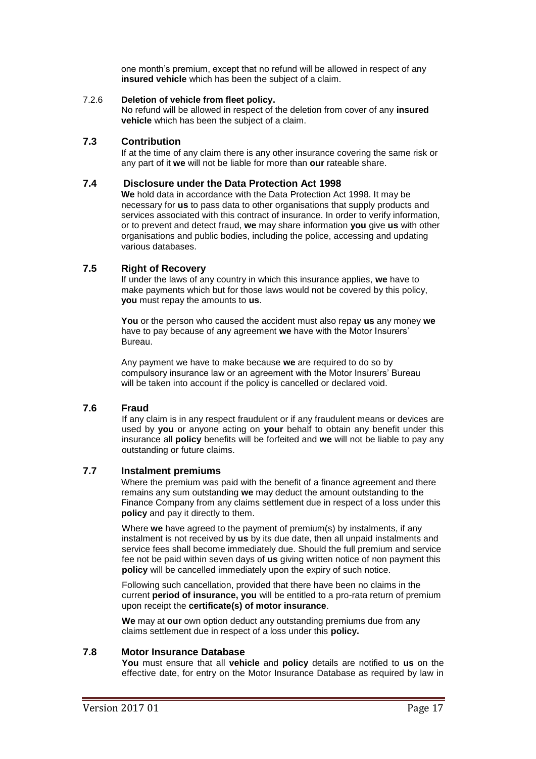one month's premium, except that no refund will be allowed in respect of any **insured vehicle** which has been the subject of a claim.

7.2.6 **Deletion of vehicle from fleet policy.**
No refund will be allowed in respect of the deletion from cover of any **insured vehicle** which has been the subject of a claim.

### 7.3 Contribution

If at the time of any claim there is any other insurance covering the same risk or any part of it **we** will not be liable for more than **our** rateable share.

### 7.4 Disclosure under the Data Protection Act 1998

**We** hold data in accordance with the Data Protection Act 1998. It may be necessary for **us** to pass data to other organisations that supply products and services associated with this contract of insurance. In order to verify information, or to prevent and detect fraud, **we** may share information **you** give **us** with other organisations and public bodies, including the police, accessing and updating various databases.

### 7.5 Right of Recovery

If under the laws of any country in which this insurance applies, **we** have to make payments which but for those laws would not be covered by this policy, **you** must repay the amounts to **us**.

**You** or the person who caused the accident must also repay **us** any money **we** have to pay because of any agreement **we** have with the Motor Insurers' Bureau.

Any payment we have to make because **we** are required to do so by compulsory insurance law or an agreement with the Motor Insurers' Bureau will be taken into account if the policy is cancelled or declared void.

### 7.6 Fraud

If any claim is in any respect fraudulent or if any fraudulent means or devices are used by **you** or anyone acting on **your** behalf to obtain any benefit under this insurance all **policy** benefits will be forfeited and **we** will not be liable to pay any outstanding or future claims.

### 7.7 Instalment premiums

Where the premium was paid with the benefit of a finance agreement and there remains any sum outstanding **we** may deduct the amount outstanding to the Finance Company from any claims settlement due in respect of a loss under this **policy** and pay it directly to them.

Where **we** have agreed to the payment of premium(s) by instalments, if any instalment is not received by **us** by its due date, then all unpaid instalments and service fees shall become immediately due. Should the full premium and service fee not be paid within seven days of **us** giving written notice of non payment this **policy** will be cancelled immediately upon the expiry of such notice.

Following such cancellation, provided that there have been no claims in the current **period of insurance, you** will be entitled to a pro-rata return of premium upon receipt the **certificate(s) of motor insurance**.

**We** may at **our** own option deduct any outstanding premiums due from any claims settlement due in respect of a loss under this **policy.**

### 7.8 Motor Insurance Database

**You** must ensure that all **vehicle** and **policy** details are notified to **us** on the effective date, for entry on the Motor Insurance Database as required by law in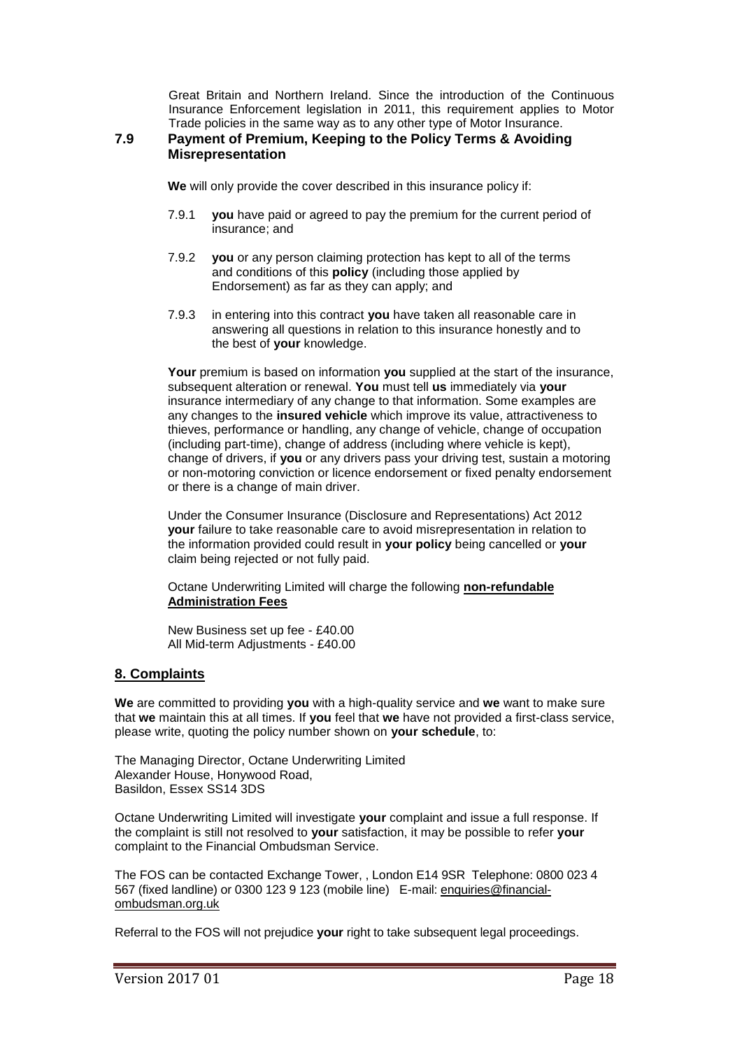Great Britain and Northern Ireland. Since the introduction of the Continuous Insurance Enforcement legislation in 2011, this requirement applies to Motor Trade policies in the same way as to any other type of Motor Insurance.

### 7.9 Payment of Premium, Keeping to the Policy Terms & Avoiding Misrepresentation

**We** will only provide the cover described in this insurance policy if:

7.9.1 **you** have paid or agreed to pay the premium for the current period of insurance; and

7.9.2 **you** or any person claiming protection has kept to all of the terms and conditions of this **policy** (including those applied by Endorsement) as far as they can apply; and

7.9.3 in entering into this contract **you** have taken all reasonable care in answering all questions in relation to this insurance honestly and to the best of **your** knowledge.

**Your** premium is based on information **you** supplied at the start of the insurance, subsequent alteration or renewal. **You** must tell **us** immediately via **your** insurance intermediary of any change to that information. Some examples are any changes to the **insured vehicle** which improve its value, attractiveness to thieves, performance or handling, any change of vehicle, change of occupation (including part-time), change of address (including where vehicle is kept), change of drivers, if **you** or any drivers pass your driving test, sustain a motoring or non-motoring conviction or licence endorsement or fixed penalty endorsement or there is a change of main driver.

Under the Consumer Insurance (Disclosure and Representations) Act 2012 **your** failure to take reasonable care to avoid misrepresentation in relation to the information provided could result in **your policy** being cancelled or **your** claim being rejected or not fully paid.

Octane Underwriting Limited will charge the following **non-refundable Administration Fees**

New Business set up fee - £40.00
All Mid-term Adjustments - £40.00

## 8. Complaints

**We** are committed to providing **you** with a high-quality service and **we** want to make sure that **we** maintain this at all times. If **you** feel that **we** have not provided a first-class service, please write, quoting the policy number shown on **your schedule**, to:

The Managing Director, Octane Underwriting Limited
Alexander House, Honywood Road,
Basildon, Essex SS14 3DS

Octane Underwriting Limited will investigate **your** complaint and issue a full response. If the complaint is still not resolved to **your** satisfaction, it may be possible to refer **your** complaint to the Financial Ombudsman Service.

The FOS can be contacted Exchange Tower, , London E14 9SR Telephone: 0800 023 4 567 (fixed landline) or 0300 123 9 123 (mobile line) E-mail: enquiries@financial-ombudsman.org.uk

Referral to the FOS will not prejudice **your** right to take subsequent legal proceedings.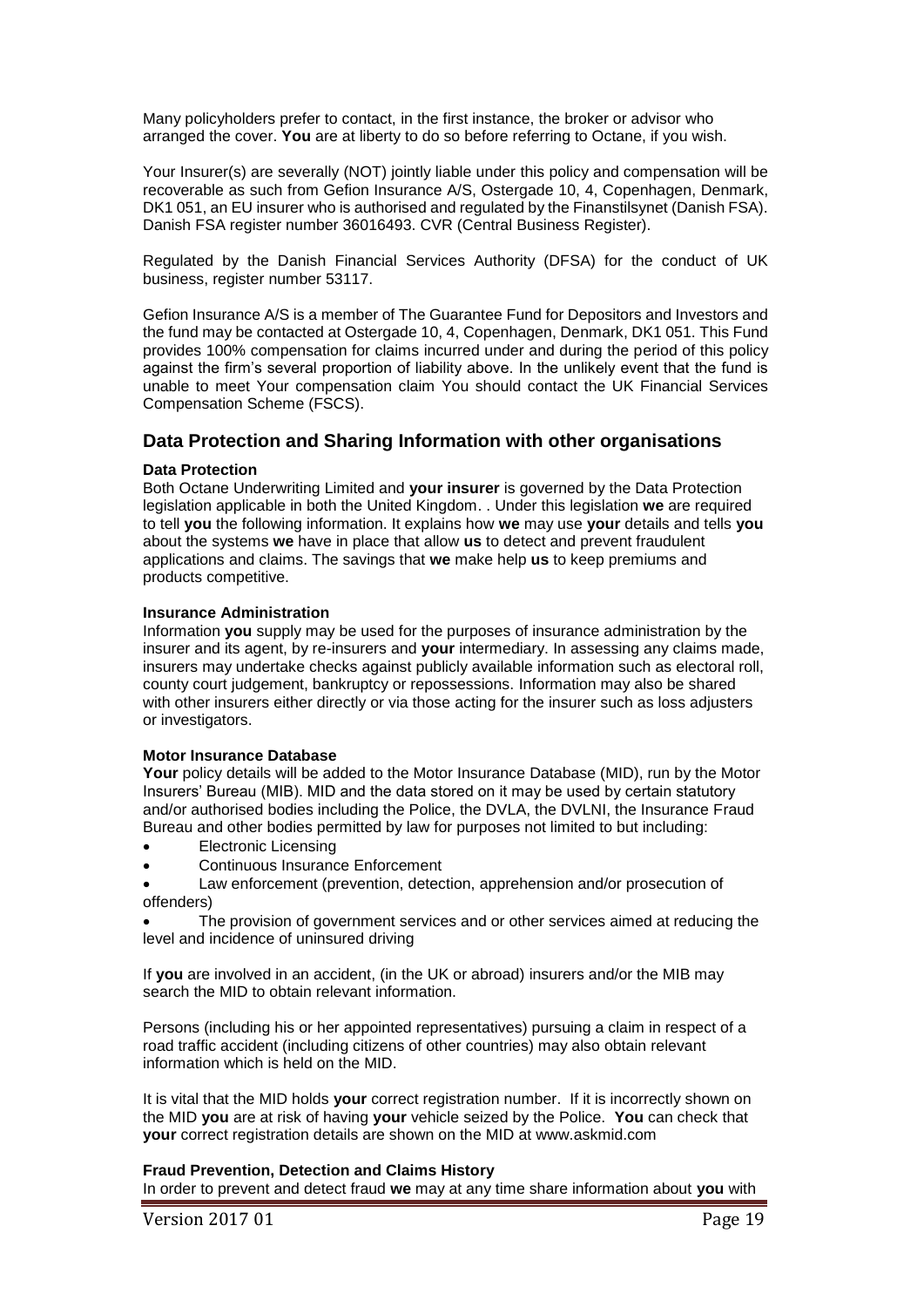Many policyholders prefer to contact, in the first instance, the broker or advisor who arranged the cover. **You** are at liberty to do so before referring to Octane, if you wish.

Your Insurer(s) are severally (NOT) jointly liable under this policy and compensation will be recoverable as such from Gefion Insurance A/S, Ostergade 10, 4, Copenhagen, Denmark, DK1 051, an EU insurer who is authorised and regulated by the Finanstilsynet (Danish FSA). Danish FSA register number 36016493. CVR (Central Business Register).

Regulated by the Danish Financial Services Authority (DFSA) for the conduct of UK business, register number 53117.

Gefion Insurance A/S is a member of The Guarantee Fund for Depositors and Investors and the fund may be contacted at Ostergade 10, 4, Copenhagen, Denmark, DK1 051. This Fund provides 100% compensation for claims incurred under and during the period of this policy against the firm's several proportion of liability above. In the unlikely event that the fund is unable to meet Your compensation claim You should contact the UK Financial Services Compensation Scheme (FSCS).

## Data Protection and Sharing Information with other organisations

**Data Protection**
Both Octane Underwriting Limited and **your insurer** is governed by the Data Protection legislation applicable in both the United Kingdom. . Under this legislation **we** are required to tell **you** the following information. It explains how **we** may use **your** details and tells **you** about the systems **we** have in place that allow **us** to detect and prevent fraudulent applications and claims. The savings that **we** make help **us** to keep premiums and products competitive.

**Insurance Administration**
Information **you** supply may be used for the purposes of insurance administration by the insurer and its agent, by re-insurers and **your** intermediary. In assessing any claims made, insurers may undertake checks against publicly available information such as electoral roll, county court judgement, bankruptcy or repossessions. Information may also be shared with other insurers either directly or via those acting for the insurer such as loss adjusters or investigators.

**Motor Insurance Database**
**Your** policy details will be added to the Motor Insurance Database (MID), run by the Motor Insurers' Bureau (MIB). MID and the data stored on it may be used by certain statutory and/or authorised bodies including the Police, the DVLA, the DVLNI, the Insurance Fraud Bureau and other bodies permitted by law for purposes not limited to but including:

- Electronic Licensing
- Continuous Insurance Enforcement
- Law enforcement (prevention, detection, apprehension and/or prosecution of offenders)
- The provision of government services and or other services aimed at reducing the level and incidence of uninsured driving

If **you** are involved in an accident, (in the UK or abroad) insurers and/or the MIB may search the MID to obtain relevant information.

Persons (including his or her appointed representatives) pursuing a claim in respect of a road traffic accident (including citizens of other countries) may also obtain relevant information which is held on the MID.

It is vital that the MID holds **your** correct registration number. If it is incorrectly shown on the MID **you** are at risk of having **your** vehicle seized by the Police. **You** can check that **your** correct registration details are shown on the MID at www.askmid.com

**Fraud Prevention, Detection and Claims History**
In order to prevent and detect fraud **we** may at any time share information about **you** with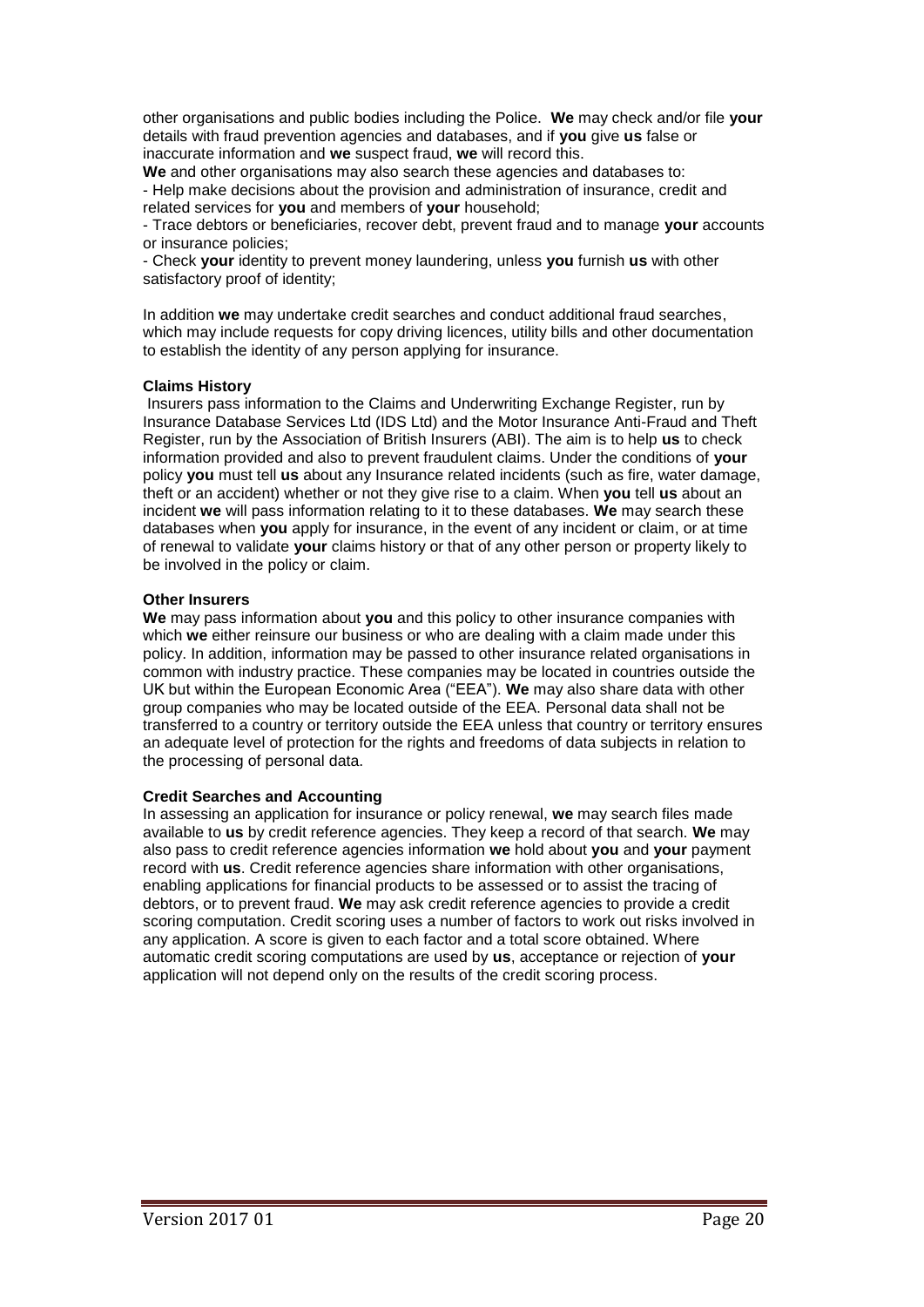other organisations and public bodies including the Police. **We** may check and/or file **your** details with fraud prevention agencies and databases, and if **you** give **us** false or inaccurate information and **we** suspect fraud, **we** will record this.

**We** and other organisations may also search these agencies and databases to:

- Help make decisions about the provision and administration of insurance, credit and related services for **you** and members of **your** household;
- Trace debtors or beneficiaries, recover debt, prevent fraud and to manage **your** accounts or insurance policies;
- Check **your** identity to prevent money laundering, unless **you** furnish **us** with other satisfactory proof of identity;

In addition **we** may undertake credit searches and conduct additional fraud searches, which may include requests for copy driving licences, utility bills and other documentation to establish the identity of any person applying for insurance.

**Claims History**

Insurers pass information to the Claims and Underwriting Exchange Register, run by Insurance Database Services Ltd (IDS Ltd) and the Motor Insurance Anti-Fraud and Theft Register, run by the Association of British Insurers (ABI). The aim is to help **us** to check information provided and also to prevent fraudulent claims. Under the conditions of **your** policy **you** must tell **us** about any Insurance related incidents (such as fire, water damage, theft or an accident) whether or not they give rise to a claim. When **you** tell **us** about an incident **we** will pass information relating to it to these databases. **We** may search these databases when **you** apply for insurance, in the event of any incident or claim, or at time of renewal to validate **your** claims history or that of any other person or property likely to be involved in the policy or claim.

**Other Insurers**

**We** may pass information about **you** and this policy to other insurance companies with which **we** either reinsure our business or who are dealing with a claim made under this policy. In addition, information may be passed to other insurance related organisations in common with industry practice. These companies may be located in countries outside the UK but within the European Economic Area ("EEA"). **We** may also share data with other group companies who may be located outside of the EEA. Personal data shall not be transferred to a country or territory outside the EEA unless that country or territory ensures an adequate level of protection for the rights and freedoms of data subjects in relation to the processing of personal data.

**Credit Searches and Accounting**

In assessing an application for insurance or policy renewal, **we** may search files made available to **us** by credit reference agencies. They keep a record of that search. **We** may also pass to credit reference agencies information **we** hold about **you** and **your** payment record with **us**. Credit reference agencies share information with other organisations, enabling applications for financial products to be assessed or to assist the tracing of debtors, or to prevent fraud. **We** may ask credit reference agencies to provide a credit scoring computation. Credit scoring uses a number of factors to work out risks involved in any application. A score is given to each factor and a total score obtained. Where automatic credit scoring computations are used by **us**, acceptance or rejection of **your** application will not depend only on the results of the credit scoring process.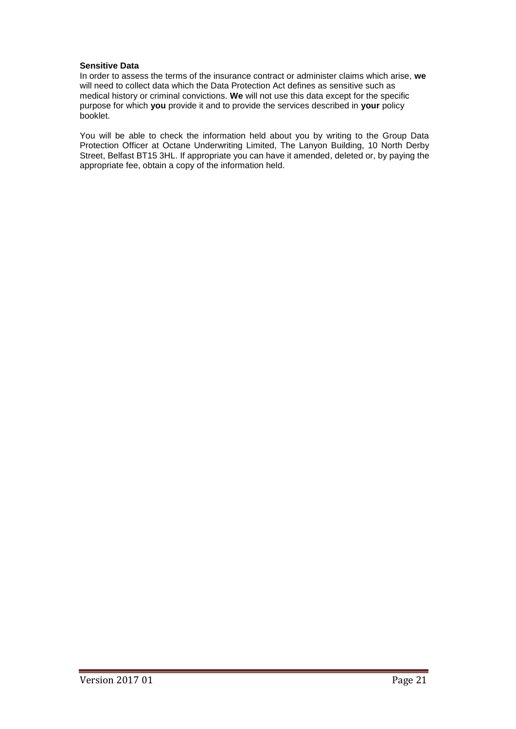**Sensitive Data**

In order to assess the terms of the insurance contract or administer claims which arise, **we** will need to collect data which the Data Protection Act defines as sensitive such as medical history or criminal convictions. **We** will not use this data except for the specific purpose for which **you** provide it and to provide the services described in **your** policy booklet.

You will be able to check the information held about you by writing to the Group Data Protection Officer at Octane Underwriting Limited, The Lanyon Building, 10 North Derby Street, Belfast BT15 3HL. If appropriate you can have it amended, deleted or, by paying the appropriate fee, obtain a copy of the information held.